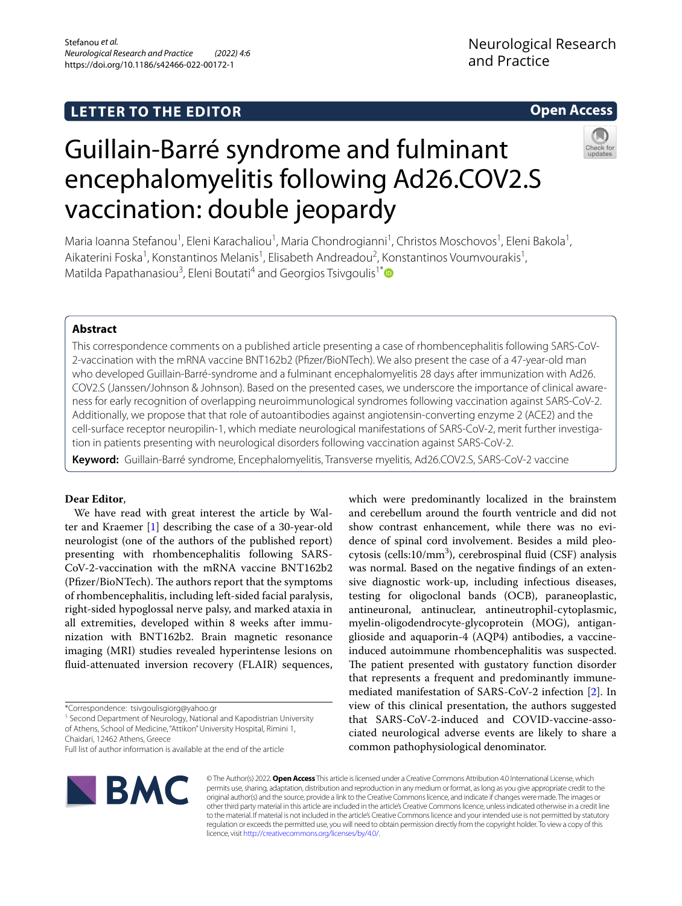LETTER TO THE EDITOR

Open Access

# Guillain-Barré syndrome and fulminant encephalomyelitis following Ad26.COV2.S vaccination: double jeopardy

Maria Ioanna Stefanou[1], Eleni Karachaliou[1], Maria Chondrogianni[1], Christos Moschovos[1], Eleni Bakola[1], Aikaterini Foska[1], Konstantinos Melanis[1], Elisabeth Andreadou[2], Konstantinos Voumvourakis[1], Matilda Papathanasiou[3], Eleni Boutati[4] and Georgios Tsivgoulis[1*]

## Abstract

This correspondence comments on a published article presenting a case of rhombencephalitis following SARS-CoV-2-vaccination with the mRNA vaccine BNT162b2 (Pfizer/BioNTech). We also present the case of a 47-year-old man who developed Guillain-Barré-syndrome and a fulminant encephalomyelitis 28 days after immunization with Ad26.COV2.S (Janssen/Johnson & Johnson). Based on the presented cases, we underscore the importance of clinical awareness for early recognition of overlapping neuroimmunological syndromes following vaccination against SARS-CoV-2. Additionally, we propose that that role of autoantibodies against angiotensin-converting enzyme 2 (ACE2) and the cell-surface receptor neuropilin-1, which mediate neurological manifestations of SARS-CoV-2, merit further investigation in patients presenting with neurological disorders following vaccination against SARS-CoV-2.

**Keyword:** Guillain-Barré syndrome, Encephalomyelitis, Transverse myelitis, Ad26.COV2.S, SARS-CoV-2 vaccine

**Dear Editor,**

We have read with great interest the article by Walter and Kraemer [1] describing the case of a 30-year-old neurologist (one of the authors of the published report) presenting with rhombencephalitis following SARS-CoV-2-vaccination with the mRNA vaccine BNT162b2 (Pfizer/BioNTech). The authors report that the symptoms of rhombencephalitis, including left-sided facial paralysis, right-sided hypoglossal nerve palsy, and marked ataxia in all extremities, developed within 8 weeks after immunization with BNT162b2. Brain magnetic resonance imaging (MRI) studies revealed hyperintense lesions on fluid-attenuated inversion recovery (FLAIR) sequences, which were predominantly localized in the brainstem and cerebellum around the fourth ventricle and did not show contrast enhancement, while there was no evidence of spinal cord involvement. Besides a mild pleocytosis (cells:10/mm$^3$), cerebrospinal fluid (CSF) analysis was normal. Based on the negative findings of an extensive diagnostic work-up, including infectious diseases, testing for oligoclonal bands (OCB), paraneoplastic, antineuronal, antinuclear, antineutrophil-cytoplasmic, myelin-oligodendrocyte-glycoprotein (MOG), antiganglioside and aquaporin-4 (AQP4) antibodies, a vaccine-induced autoimmune rhombencephalitis was suspected. The patient presented with gustatory function disorder that represents a frequent and predominantly immune-mediated manifestation of SARS-CoV-2 infection [2]. In view of this clinical presentation, the authors suggested that SARS-CoV-2-induced and COVID-vaccine-associated neurological adverse events are likely to share a common pathophysiological denominator.

*Correspondence: tsivgoulisgiorg@yahoo.gr
[1] Second Department of Neurology, National and Kapodistrian University of Athens, School of Medicine, "Attikon" University Hospital, Rimini 1, Chaidari, 12462 Athens, Greece
Full list of author information is available at the end of the article

© The Author(s) 2022. **Open Access** This article is licensed under a Creative Commons Attribution 4.0 International License, which permits use, sharing, adaptation, distribution and reproduction in any medium or format, as long as you give appropriate credit to the original author(s) and the source, provide a link to the Creative Commons licence, and indicate if changes were made. The images or other third party material in this article are included in the article's Creative Commons licence, unless indicated otherwise in a credit line to the material. If material is not included in the article's Creative Commons licence and your intended use is not permitted by statutory regulation or exceeds the permitted use, you will need to obtain permission directly from the copyright holder. To view a copy of this licence, visit http://creativecommons.org/licenses/by/4.0/.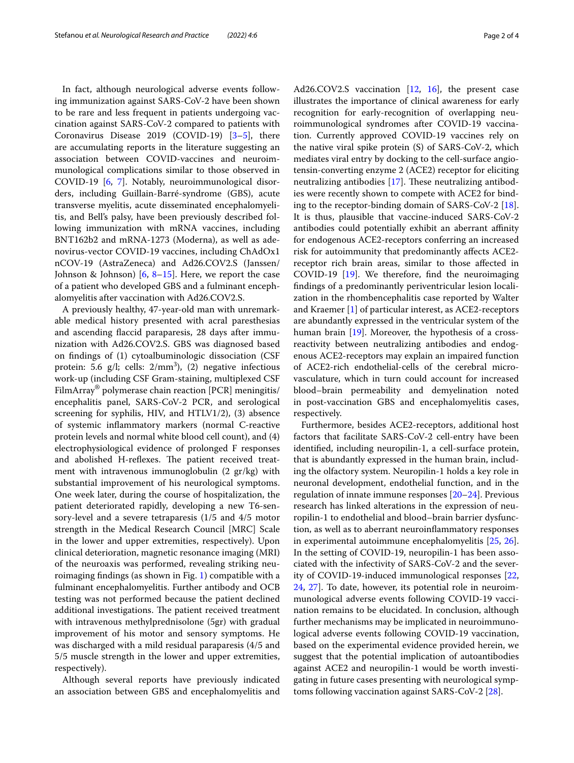In fact, although neurological adverse events following immunization against SARS-CoV-2 have been shown to be rare and less frequent in patients undergoing vaccination against SARS-CoV-2 compared to patients with Coronavirus Disease 2019 (COVID-19) [3–5], there are accumulating reports in the literature suggesting an association between COVID-vaccines and neuroimmunological complications similar to those observed in COVID-19 [6, 7]. Notably, neuroimmunological disorders, including Guillain-Barré-syndrome (GBS), acute transverse myelitis, acute disseminated encephalomyelitis, and Bell's palsy, have been previously described following immunization with mRNA vaccines, including BNT162b2 and mRNA-1273 (Moderna), as well as adenovirus-vector COVID-19 vaccines, including ChAdOx1 nCOV-19 (AstraZeneca) and Ad26.COV2.S (Janssen/Johnson & Johnson) [6, 8–15]. Here, we report the case of a patient who developed GBS and a fulminant encephalomyelitis after vaccination with Ad26.COV2.S.

A previously healthy, 47-year-old man with unremarkable medical history presented with acral paresthesias and ascending flaccid paraparesis, 28 days after immunization with Ad26.COV2.S. GBS was diagnosed based on findings of (1) cytoalbuminologic dissociation (CSF protein: 5.6 g/l; cells: 2/mm$^3$), (2) negative infectious work-up (including CSF Gram-staining, multiplexed CSF FilmArray® polymerase chain reaction [PCR] meningitis/encephalitis panel, SARS-CoV-2 PCR, and serological screening for syphilis, HIV, and HTLV1/2), (3) absence of systemic inflammatory markers (normal C-reactive protein levels and normal white blood cell count), and (4) electrophysiological evidence of prolonged F responses and abolished H-reflexes. The patient received treatment with intravenous immunoglobulin (2 gr/kg) with substantial improvement of his neurological symptoms. One week later, during the course of hospitalization, the patient deteriorated rapidly, developing a new T6-sensory-level and a severe tetraparesis (1/5 and 4/5 motor strength in the Medical Research Council [MRC] Scale in the lower and upper extremities, respectively). Upon clinical deterioration, magnetic resonance imaging (MRI) of the neuroaxis was performed, revealing striking neuroimaging findings (as shown in Fig. 1) compatible with a fulminant encephalomyelitis. Further antibody and OCB testing was not performed because the patient declined additional investigations. The patient received treatment with intravenous methylprednisolone (5gr) with gradual improvement of his motor and sensory symptoms. He was discharged with a mild residual paraparesis (4/5 and 5/5 muscle strength in the lower and upper extremities, respectively).

Although several reports have previously indicated an association between GBS and encephalomyelitis and Ad26.COV2.S vaccination [12, 16], the present case illustrates the importance of clinical awareness for early recognition for early-recognition of overlapping neuroimmunological syndromes after COVID-19 vaccination. Currently approved COVID-19 vaccines rely on the native viral spike protein (S) of SARS-CoV-2, which mediates viral entry by docking to the cell-surface angiotensin-converting enzyme 2 (ACE2) receptor for eliciting neutralizing antibodies [17]. These neutralizing antibodies were recently shown to compete with ACE2 for binding to the receptor-binding domain of SARS-CoV-2 [18]. It is thus, plausible that vaccine-induced SARS-CoV-2 antibodies could potentially exhibit an aberrant affinity for endogenous ACE2-receptors conferring an increased risk for autoimmunity that predominantly affects ACE2-receptor rich brain areas, similar to those affected in COVID-19 [19]. We therefore, find the neuroimaging findings of a predominantly periventricular lesion localization in the rhombencephalitis case reported by Walter and Kraemer [1] of particular interest, as ACE2-receptors are abundantly expressed in the ventricular system of the human brain [19]. Moreover, the hypothesis of a cross-reactivity between neutralizing antibodies and endogenous ACE2-receptors may explain an impaired function of ACE2-rich endothelial-cells of the cerebral microvasculature, which in turn could account for increased blood–brain permeability and demyelination noted in post-vaccination GBS and encephalomyelitis cases, respectively.

Furthermore, besides ACE2-receptors, additional host factors that facilitate SARS-CoV-2 cell-entry have been identified, including neuropilin-1, a cell-surface protein, that is abundantly expressed in the human brain, including the olfactory system. Neuropilin-1 holds a key role in neuronal development, endothelial function, and in the regulation of innate immune responses [20–24]. Previous research has linked alterations in the expression of neuropilin-1 to endothelial and blood–brain barrier dysfunction, as well as to aberrant neuroinflammatory responses in experimental autoimmune encephalomyelitis [25, 26]. In the setting of COVID-19, neuropilin-1 has been associated with the infectivity of SARS-CoV-2 and the severity of COVID-19-induced immunological responses [22, 24, 27]. To date, however, its potential role in neuroimmunological adverse events following COVID-19 vaccination remains to be elucidated. In conclusion, although further mechanisms may be implicated in neuroimmunological adverse events following COVID-19 vaccination, based on the experimental evidence provided herein, we suggest that the potential implication of autoantibodies against ACE2 and neuropilin-1 would be worth investigating in future cases presenting with neurological symptoms following vaccination against SARS-CoV-2 [28].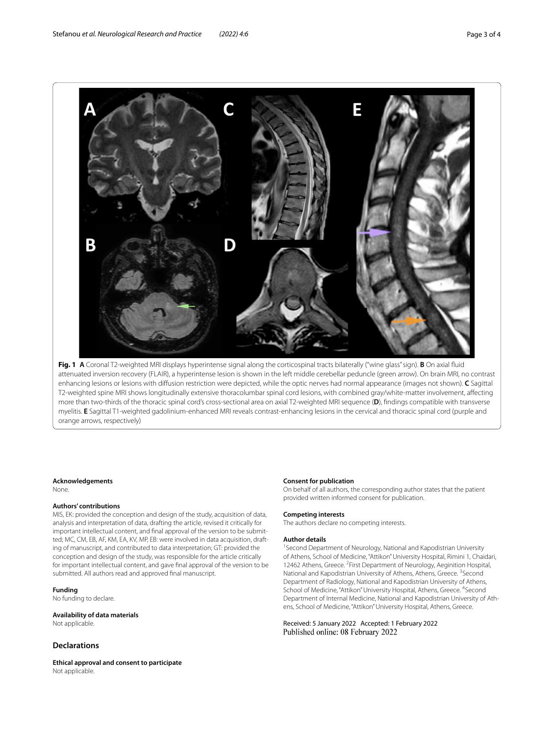**Fig. 1** **A** Coronal T2-weighted MRI displays hyperintense signal along the corticospinal tracts bilaterally ("wine glass" sign). **B** On axial fluid attenuated inversion recovery (FLAIR), a hyperintense lesion is shown in the left middle cerebellar peduncle (green arrow). On brain MRI, no contrast enhancing lesions or lesions with diffusion restriction were depicted, while the optic nerves had normal appearance (images not shown). **C** Sagittal T2-weighted spine MRI shows longitudinally extensive thoracolumbar spinal cord lesions, with combined gray/white-matter involvement, affecting more than two-thirds of the thoracic spinal cord's cross-sectional area on axial T2-weighted MRI sequence (**D**), findings compatible with transverse myelitis. **E** Sagittal T1-weighted gadolinium-enhanced MRI reveals contrast-enhancing lesions in the cervical and thoracic spinal cord (purple and orange arrows, respectively)

#### Acknowledgements
None.

#### Authors' contributions
MIS, EK: provided the conception and design of the study, acquisition of data, analysis and interpretation of data, drafting the article, revised it critically for important intellectual content, and final approval of the version to be submitted; MC, CM, EB, AF, KM, EA, KV, MP, EB: were involved in data acquisition, drafting of manuscript, and contributed to data interpretation; GT: provided the conception and design of the study, was responsible for the article critically for important intellectual content, and gave final approval of the version to be submitted. All authors read and approved final manuscript.

#### Funding
No funding to declare.

#### Availability of data materials
Not applicable.

## Declarations

#### Ethical approval and consent to participate
Not applicable.

#### Consent for publication
On behalf of all authors, the corresponding author states that the patient provided written informed consent for publication.

#### Competing interests
The authors declare no competing interests.

#### Author details
[1]Second Department of Neurology, National and Kapodistrian University of Athens, School of Medicine, "Attikon" University Hospital, Rimini 1, Chaidari, 12462 Athens, Greece. [2]First Department of Neurology, Aeginition Hospital, National and Kapodistrian University of Athens, Athens, Greece. [3]Second Department of Radiology, National and Kapodistrian University of Athens, School of Medicine, "Attikon" University Hospital, Athens, Greece. [4]Second Department of Internal Medicine, National and Kapodistrian University of Athens, School of Medicine, "Attikon" University Hospital, Athens, Greece.

Received: 5 January 2022 Accepted: 1 February 2022
Published online: 08 February 2022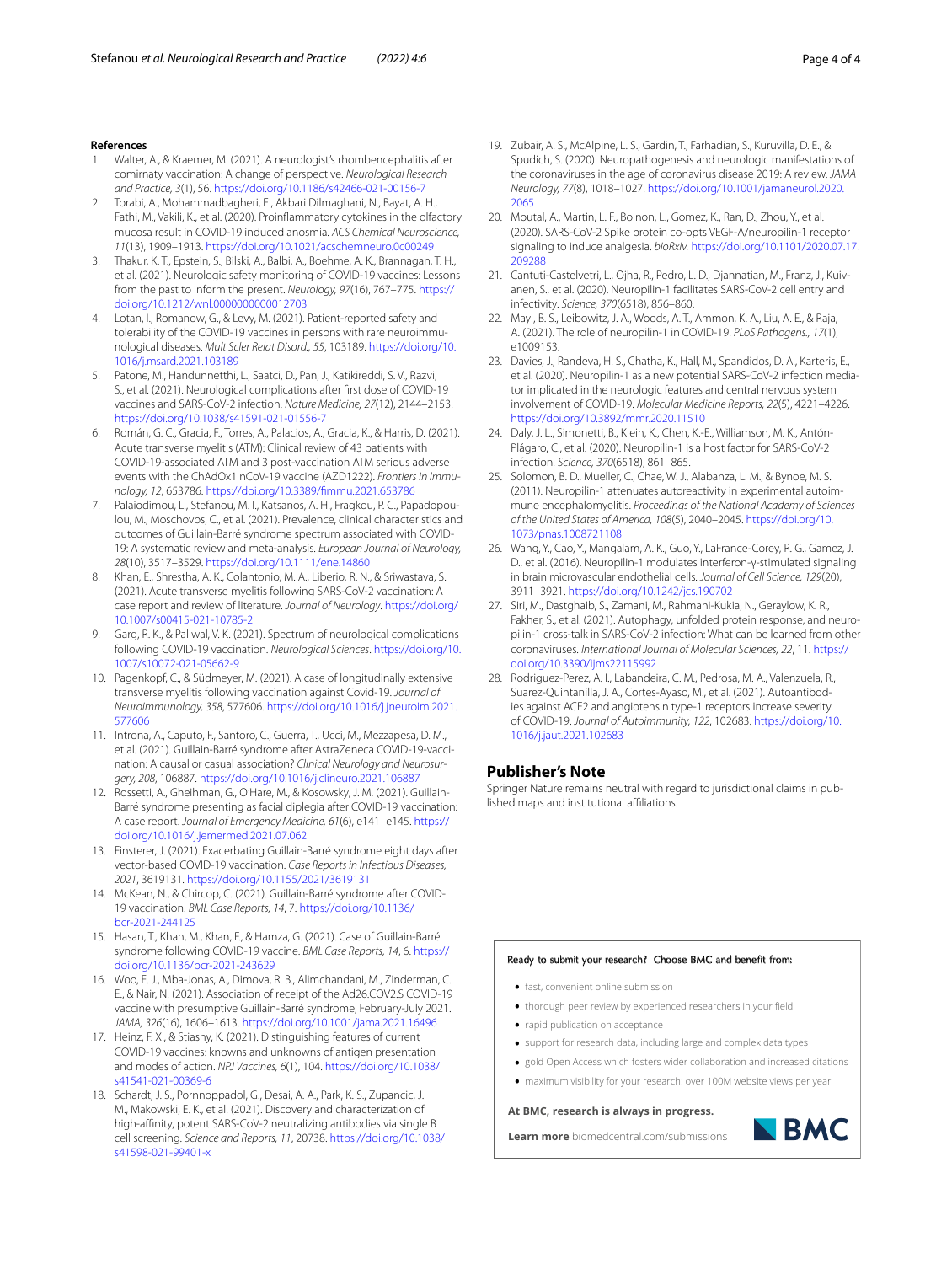## References

1. Walter, A., & Kraemer, M. (2021). A neurologist's rhombencephalitis after comirnaty vaccination: A change of perspective. *Neurological Research and Practice, 3*(1), 56. https://doi.org/10.1186/s42466-021-00156-7
2. Torabi, A., Mohammadbagheri, E., Akbari Dilmaghani, N., Bayat, A. H., Fathi, M., Vakili, K., et al. (2020). Proinflammatory cytokines in the olfactory mucosa result in COVID-19 induced anosmia. *ACS Chemical Neuroscience, 11*(13), 1909–1913. https://doi.org/10.1021/acschemneuro.0c00249
3. Thakur, K. T., Epstein, S., Bilski, A., Balbi, A., Boehme, A. K., Brannagan, T. H., et al. (2021). Neurologic safety monitoring of COVID-19 vaccines: Lessons from the past to inform the present. *Neurology, 97*(16), 767–775. https://doi.org/10.1212/wnl.0000000000012703
4. Lotan, I., Romanow, G., & Levy, M. (2021). Patient-reported safety and tolerability of the COVID-19 vaccines in persons with rare neuroimmunological diseases. *Mult Scler Relat Disord., 55*, 103189. https://doi.org/10.1016/j.msard.2021.103189
5. Patone, M., Handunnetthi, L., Saatci, D., Pan, J., Katikireddi, S. V., Razvi, S., et al. (2021). Neurological complications after first dose of COVID-19 vaccines and SARS-CoV-2 infection. *Nature Medicine, 27*(12), 2144–2153. https://doi.org/10.1038/s41591-021-01556-7
6. Román, G. C., Gracia, F., Torres, A., Palacios, A., Gracia, K., & Harris, D. (2021). Acute transverse myelitis (ATM): Clinical review of 43 patients with COVID-19-associated ATM and 3 post-vaccination ATM serious adverse events with the ChAdOx1 nCoV-19 vaccine (AZD1222). *Frontiers in Immunology, 12*, 653786. https://doi.org/10.3389/fimmu.2021.653786
7. Palaiodimou, L., Stefanou, M. I., Katsanos, A. H., Fragkou, P. C., Papadopoulou, M., Moschovos, C., et al. (2021). Prevalence, clinical characteristics and outcomes of Guillain-Barré syndrome spectrum associated with COVID-19: A systematic review and meta-analysis. *European Journal of Neurology, 28*(10), 3517–3529. https://doi.org/10.1111/ene.14860
8. Khan, E., Shrestha, A. K., Colantonio, M. A., Liberio, R. N., & Sriwastava, S. (2021). Acute transverse myelitis following SARS-CoV-2 vaccination: A case report and review of literature. *Journal of Neurology*. https://doi.org/10.1007/s00415-021-10785-2
9. Garg, R. K., & Paliwal, V. K. (2021). Spectrum of neurological complications following COVID-19 vaccination. *Neurological Sciences*. https://doi.org/10.1007/s10072-021-05662-9
10. Pagenkopf, C., & Südmeyer, M. (2021). A case of longitudinally extensive transverse myelitis following vaccination against Covid-19. *Journal of Neuroimmunology, 358*, 577606. https://doi.org/10.1016/j.jneuroim.2021.577606
11. Introna, A., Caputo, F., Santoro, C., Guerra, T., Ucci, M., Mezzapesa, D. M., et al. (2021). Guillain-Barré syndrome after AstraZeneca COVID-19-vaccination: A causal or casual association? *Clinical Neurology and Neurosurgery, 208*, 106887. https://doi.org/10.1016/j.clineuro.2021.106887
12. Rossetti, A., Gheihman, G., O'Hare, M., & Kosowsky, J. M. (2021). Guillain-Barré syndrome presenting as facial diplegia after COVID-19 vaccination: A case report. *Journal of Emergency Medicine, 61*(6), e141–e145. https://doi.org/10.1016/j.jemermed.2021.07.062
13. Finsterer, J. (2021). Exacerbating Guillain-Barré syndrome eight days after vector-based COVID-19 vaccination. *Case Reports in Infectious Diseases, 2021*, 3619131. https://doi.org/10.1155/2021/3619131
14. McKean, N., & Chircop, C. (2021). Guillain-Barré syndrome after COVID-19 vaccination. *BML Case Reports, 14*, 7. https://doi.org/10.1136/bcr-2021-244125
15. Hasan, T., Khan, M., Khan, F., & Hamza, G. (2021). Case of Guillain-Barré syndrome following COVID-19 vaccine. *BML Case Reports, 14*, 6. https://doi.org/10.1136/bcr-2021-243629
16. Woo, E. J., Mba-Jonas, A., Dimova, R. B., Alimchandani, M., Zinderman, C. E., & Nair, N. (2021). Association of receipt of the Ad26.COV2.S COVID-19 vaccine with presumptive Guillain-Barré syndrome, February-July 2021. *JAMA, 326*(16), 1606–1613. https://doi.org/10.1001/jama.2021.16496
17. Heinz, F. X., & Stiasny, K. (2021). Distinguishing features of current COVID-19 vaccines: knowns and unknowns of antigen presentation and modes of action. *NPJ Vaccines, 6*(1), 104. https://doi.org/10.1038/s41541-021-00369-6
18. Schardt, J. S., Pornnoppadol, G., Desai, A. A., Park, K. S., Zupancic, J. M., Makowski, E. K., et al. (2021). Discovery and characterization of high-affinity, potent SARS-CoV-2 neutralizing antibodies via single B cell screening. *Science and Reports, 11*, 20738. https://doi.org/10.1038/s41598-021-99401-x
19. Zubair, A. S., McAlpine, L. S., Gardin, T., Farhadian, S., Kuruvilla, D. E., & Spudich, S. (2020). Neuropathogenesis and neurologic manifestations of the coronaviruses in the age of coronavirus disease 2019: A review. *JAMA Neurology, 77*(8), 1018–1027. https://doi.org/10.1001/jamaneurol.2020.2065
20. Moutal, A., Martin, L. F., Boinon, L., Gomez, K., Ran, D., Zhou, Y., et al. (2020). SARS-CoV-2 Spike protein co-opts VEGF-A/neuropilin-1 receptor signaling to induce analgesia. *bioRxiv*. https://doi.org/10.1101/2020.07.17.209288
21. Cantuti-Castelvetri, L., Ojha, R., Pedro, L. D., Djannatian, M., Franz, J., Kuivanen, S., et al. (2020). Neuropilin-1 facilitates SARS-CoV-2 cell entry and infectivity. *Science, 370*(6518), 856–860.
22. Mayi, B. S., Leibowitz, J. A., Woods, A. T., Ammon, K. A., Liu, A. E., & Raja, A. (2021). The role of neuropilin-1 in COVID-19. *PLoS Pathogens., 17*(1), e1009153.
23. Davies, J., Randeva, H. S., Chatha, K., Hall, M., Spandidos, D. A., Karteris, E., et al. (2020). Neuropilin-1 as a new potential SARS-CoV-2 infection mediator implicated in the neurologic features and central nervous system involvement of COVID-19. *Molecular Medicine Reports, 22*(5), 4221–4226. https://doi.org/10.3892/mmr.2020.11510
24. Daly, J. L., Simonetti, B., Klein, K., Chen, K.-E., Williamson, M. K., Antón-Plágaro, C., et al. (2020). Neuropilin-1 is a host factor for SARS-CoV-2 infection. *Science, 370*(6518), 861–865.
25. Solomon, B. D., Mueller, C., Chae, W. J., Alabanza, L. M., & Bynoe, M. S. (2011). Neuropilin-1 attenuates autoreactivity in experimental autoimmune encephalomyelitis. *Proceedings of the National Academy of Sciences of the United States of America, 108*(5), 2040–2045. https://doi.org/10.1073/pnas.1008721108
26. Wang, Y., Cao, Y., Mangalam, A. K., Guo, Y., LaFrance-Corey, R. G., Gamez, J. D., et al. (2016). Neuropilin-1 modulates interferon-γ-stimulated signaling in brain microvascular endothelial cells. *Journal of Cell Science, 129*(20), 3911–3921. https://doi.org/10.1242/jcs.190702
27. Siri, M., Dastghaib, S., Zamani, M., Rahmani-Kukia, N., Geraylow, K. R., Fakher, S., et al. (2021). Autophagy, unfolded protein response, and neuropilin-1 cross-talk in SARS-CoV-2 infection: What can be learned from other coronaviruses. *International Journal of Molecular Sciences, 22*, 11. https://doi.org/10.3390/ijms22115992
28. Rodriguez-Perez, A. I., Labandeira, C. M., Pedrosa, M. A., Valenzuela, R., Suarez-Quintanilla, J. A., Cortes-Ayaso, M., et al. (2021). Autoantibodies against ACE2 and angiotensin type-1 receptors increase severity of COVID-19. *Journal of Autoimmunity, 122*, 102683. https://doi.org/10.1016/j.jaut.2021.102683

## Publisher's Note

Springer Nature remains neutral with regard to jurisdictional claims in published maps and institutional affiliations.

Ready to submit your research? Choose BMC and benefit from:

- fast, convenient online submission
- thorough peer review by experienced researchers in your field
- rapid publication on acceptance
- support for research data, including large and complex data types
- gold Open Access which fosters wider collaboration and increased citations
- maximum visibility for your research: over 100M website views per year

**At BMC, research is always in progress.**

**Learn more** biomedcentral.com/submissions

BMC